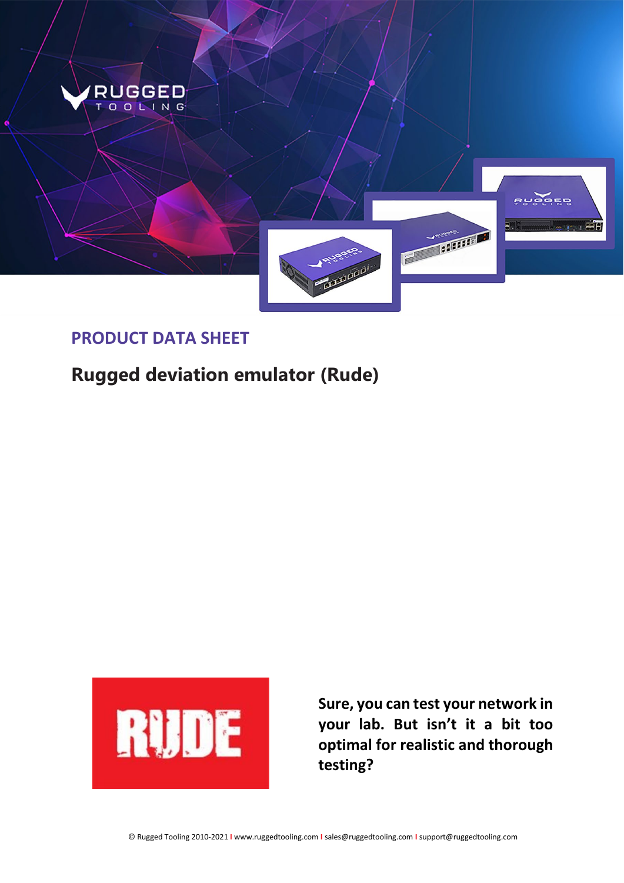## PRODUCT DATA SHEET

# Rugged deviation emulator (Rude)

**Sure, you can test your network in your lab. But isn't it a bit too optimal for realistic and thorough testing?**

© Rugged Tooling 2010-2021 I www.ruggedtooling.com I sales@ruggedtooling.com I support@ruggedtooling.com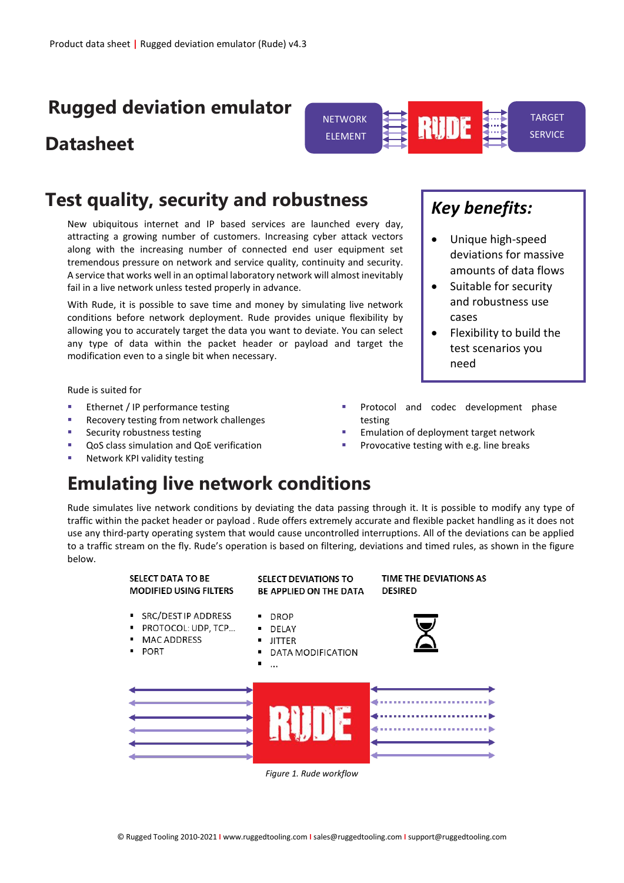# Rugged deviation emulator

# Datasheet

NETWORK ELEMENT — RUDE — TARGET SERVICE

## Test quality, security and robustness

New ubiquitous internet and IP based services are launched every day, attracting a growing number of customers. Increasing cyber attack vectors along with the increasing number of connected end user equipment set tremendous pressure on network and service quality, continuity and security. A service that works well in an optimal laboratory network will almost inevitably fail in a live network unless tested properly in advance.

With Rude, it is possible to save time and money by simulating live network conditions before network deployment. Rude provides unique flexibility by allowing you to accurately target the data you want to deviate. You can select any type of data within the packet header or payload and target the modification even to a single bit when necessary.

### *Key benefits:*

- Unique high-speed deviations for massive amounts of data flows
- Suitable for security and robustness use cases
- Flexibility to build the test scenarios you need

Rude is suited for

- Ethernet / IP performance testing
- Recovery testing from network challenges
- Security robustness testing
- QoS class simulation and QoE verification
- Network KPI validity testing
- Protocol and codec development phase testing
- Emulation of deployment target network
- Provocative testing with e.g. line breaks

## Emulating live network conditions

Rude simulates live network conditions by deviating the data passing through it. It is possible to modify any type of traffic within the packet header or payload . Rude offers extremely accurate and flexible packet handling as it does not use any third-party operating system that would cause uncontrolled interruptions. All of the deviations can be applied to a traffic stream on the fly. Rude's operation is based on filtering, deviations and timed rules, as shown in the figure below.

**SELECT DATA TO BE MODIFIED USING FILTERS**

- SRC/DEST IP ADDRESS
- PROTOCOL: UDP, TCP...
- MAC ADDRESS
- PORT

**SELECT DEVIATIONS TO BE APPLIED ON THE DATA**

- DROP
- DELAY
- JITTER
- DATA MODIFICATION
- ...

**TIME THE DEVIATIONS AS DESIRED**

RUDE

*Figure 1. Rude workflow*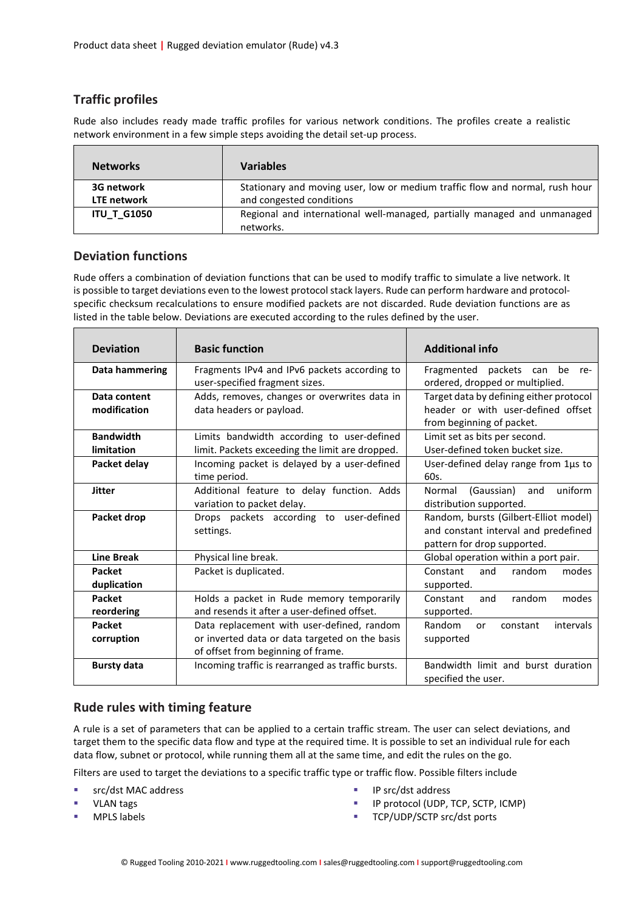## Traffic profiles

Rude also includes ready made traffic profiles for various network conditions. The profiles create a realistic network environment in a few simple steps avoiding the detail set-up process.

| Networks | Variables |
|---|---|
| **3G network**<br>**LTE network** | Stationary and moving user, low or medium traffic flow and normal, rush hour and congested conditions |
| **ITU_T_G1050** | Regional and international well-managed, partially managed and unmanaged networks. |

## Deviation functions

Rude offers a combination of deviation functions that can be used to modify traffic to simulate a live network. It is possible to target deviations even to the lowest protocol stack layers. Rude can perform hardware and protocol-specific checksum recalculations to ensure modified packets are not discarded. Rude deviation functions are as listed in the table below. Deviations are executed according to the rules defined by the user.

| Deviation | Basic function | Additional info |
|---|---|---|
| **Data hammering** | Fragments IPv4 and IPv6 packets according to user-specified fragment sizes. | Fragmented packets can be re-ordered, dropped or multiplied. |
| **Data content modification** | Adds, removes, changes or overwrites data in data headers or payload. | Target data by defining either protocol header or with user-defined offset from beginning of packet. |
| **Bandwidth limitation** | Limits bandwidth according to user-defined limit. Packets exceeding the limit are dropped. | Limit set as bits per second.<br>User-defined token bucket size. |
| **Packet delay** | Incoming packet is delayed by a user-defined time period. | User-defined delay range from 1µs to 60s. |
| **Jitter** | Additional feature to delay function. Adds variation to packet delay. | Normal (Gaussian) and uniform distribution supported. |
| **Packet drop** | Drops packets according to user-defined settings. | Random, bursts (Gilbert-Elliot model) and constant interval and predefined pattern for drop supported. |
| **Line Break** | Physical line break. | Global operation within a port pair. |
| **Packet duplication** | Packet is duplicated. | Constant and random modes supported. |
| **Packet reordering** | Holds a packet in Rude memory temporarily and resends it after a user-defined offset. | Constant and random modes supported. |
| **Packet corruption** | Data replacement with user-defined, random or inverted data or data targeted on the basis of offset from beginning of frame. | Random or constant intervals supported |
| **Bursty data** | Incoming traffic is rearranged as traffic bursts. | Bandwidth limit and burst duration specified the user. |

## Rude rules with timing feature

A rule is a set of parameters that can be applied to a certain traffic stream. The user can select deviations, and target them to the specific data flow and type at the required time. It is possible to set an individual rule for each data flow, subnet or protocol, while running them all at the same time, and edit the rules on the go.

Filters are used to target the deviations to a specific traffic type or traffic flow. Possible filters include

- src/dst MAC address
- VLAN tags
- MPLS labels
- IP src/dst address
- IP protocol (UDP, TCP, SCTP, ICMP)
- TCP/UDP/SCTP src/dst ports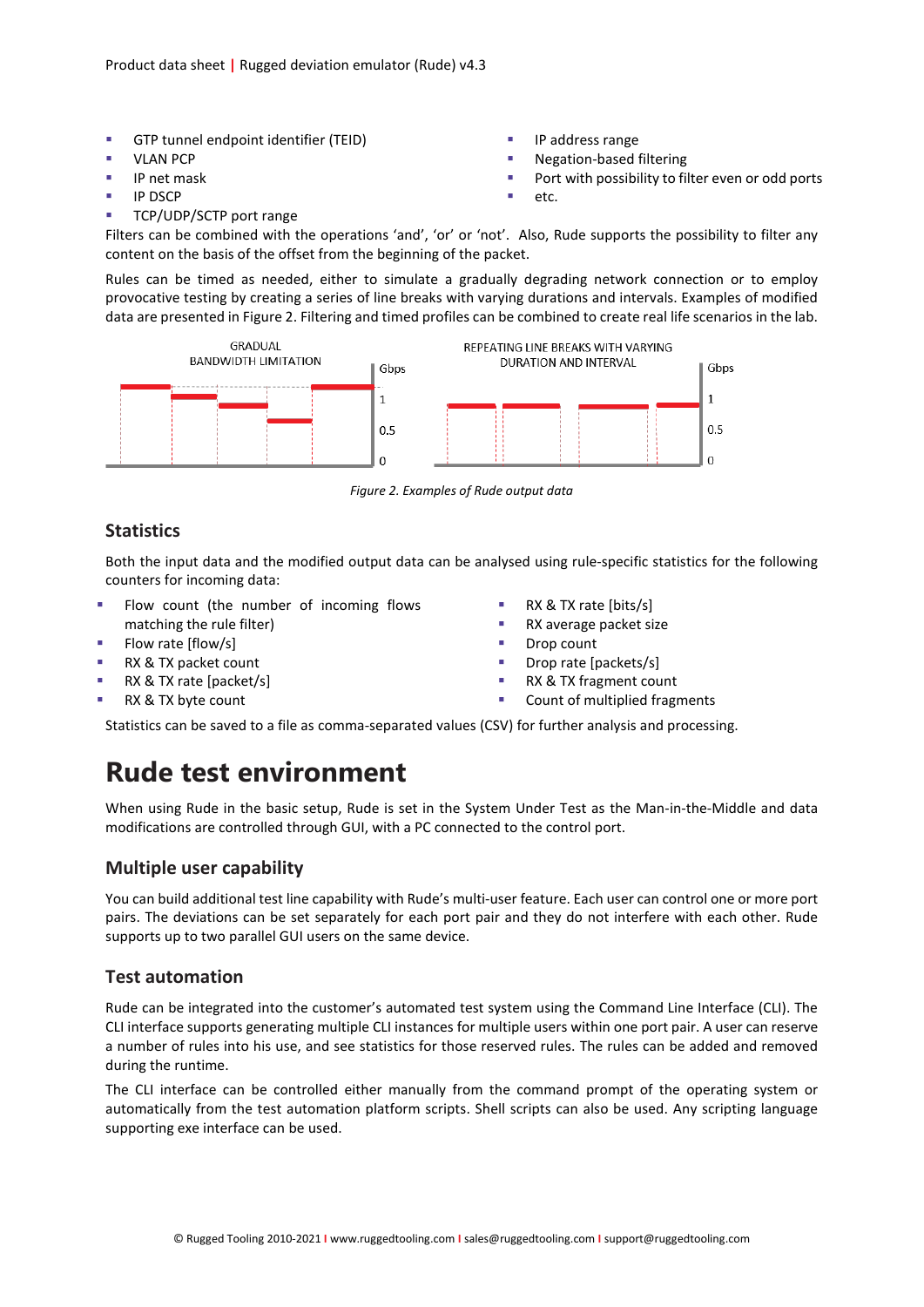- GTP tunnel endpoint identifier (TEID)
- VLAN PCP
- IP net mask
- IP DSCP
- TCP/UDP/SCTP port range
- IP address range
- Negation-based filtering
- Port with possibility to filter even or odd ports
- etc.

Filters can be combined with the operations 'and', 'or' or 'not'. Also, Rude supports the possibility to filter any content on the basis of the offset from the beginning of the packet.

Rules can be timed as needed, either to simulate a gradually degrading network connection or to employ provocative testing by creating a series of line breaks with varying durations and intervals. Examples of modified data are presented in Figure 2. Filtering and timed profiles can be combined to create real life scenarios in the lab.

*Figure 2. Examples of Rude output data*

### Statistics

Both the input data and the modified output data can be analysed using rule-specific statistics for the following counters for incoming data:

- Flow count (the number of incoming flows matching the rule filter)
- Flow rate [flow/s]
- RX & TX packet count
- RX & TX rate [packet/s]
- RX & TX byte count
- RX & TX rate [bits/s]
- RX average packet size
- Drop count
- Drop rate [packets/s]
- RX & TX fragment count
- Count of multiplied fragments

Statistics can be saved to a file as comma-separated values (CSV) for further analysis and processing.

# Rude test environment

When using Rude in the basic setup, Rude is set in the System Under Test as the Man-in-the-Middle and data modifications are controlled through GUI, with a PC connected to the control port.

### Multiple user capability

You can build additional test line capability with Rude's multi-user feature. Each user can control one or more port pairs. The deviations can be set separately for each port pair and they do not interfere with each other. Rude supports up to two parallel GUI users on the same device.

### Test automation

Rude can be integrated into the customer's automated test system using the Command Line Interface (CLI). The CLI interface supports generating multiple CLI instances for multiple users within one port pair. A user can reserve a number of rules into his use, and see statistics for those reserved rules. The rules can be added and removed during the runtime.

The CLI interface can be controlled either manually from the command prompt of the operating system or automatically from the test automation platform scripts. Shell scripts can also be used. Any scripting language supporting exe interface can be used.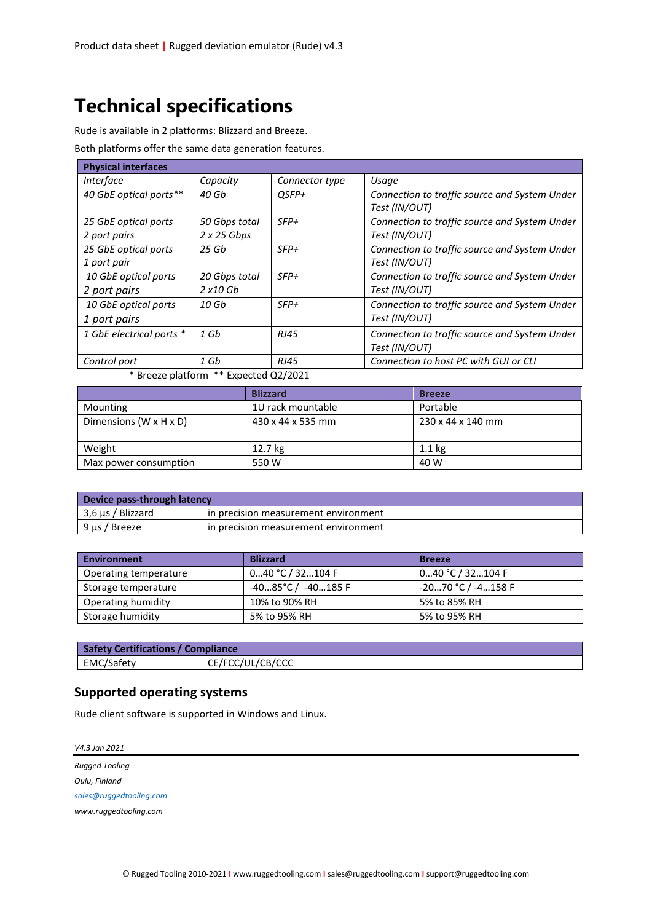# Technical specifications

Rude is available in 2 platforms: Blizzard and Breeze.

Both platforms offer the same data generation features.

| Physical interfaces | | | |
|---|---|---|---|
| *Interface* | *Capacity* | *Connector type* | *Usage* |
| *40 GbE optical ports*** | *40 Gb* | *QSFP+* | *Connection to traffic source and System Under Test (IN/OUT)* |
| *25 GbE optical ports 2 port pairs* | *50 Gbps total 2 x 25 Gbps* | *SFP+* | *Connection to traffic source and System Under Test (IN/OUT)* |
| *25 GbE optical ports 1 port pair* | *25 Gb* | *SFP+* | *Connection to traffic source and System Under Test (IN/OUT)* |
| *10 GbE optical ports 2 port pairs* | *20 Gbps total 2 x10 Gb* | *SFP+* | *Connection to traffic source and System Under Test (IN/OUT)* |
| *10 GbE optical ports 1 port pairs* | *10 Gb* | *SFP+* | *Connection to traffic source and System Under Test (IN/OUT)* |
| *1 GbE electrical ports ** | *1 Gb* | *RJ45* | *Connection to traffic source and System Under Test (IN/OUT)* |
| *Control port* | *1 Gb* | *RJ45* | *Connection to host PC with GUI or CLI* |

\* Breeze platform ** Expected Q2/2021

| | Blizzard | Breeze |
|---|---|---|
| Mounting | 1U rack mountable | Portable |
| Dimensions (W x H x D) | 430 x 44 x 535 mm | 230 x 44 x 140 mm |
| Weight | 12.7 kg | 1.1 kg |
| Max power consumption | 550 W | 40 W |

| Device pass-through latency | |
|---|---|
| 3,6 µs / Blizzard | in precision measurement environment |
| 9 µs / Breeze | in precision measurement environment |

| Environment | Blizzard | Breeze |
|---|---|---|
| Operating temperature | 0…40 °C / 32…104 F | 0…40 °C / 32…104 F |
| Storage temperature | -40…85°C / -40…185 F | -20…70 °C / -4…158 F |
| Operating humidity | 10% to 90% RH | 5% to 85% RH |
| Storage humidity | 5% to 95% RH | 5% to 95% RH |

| Safety Certifications / Compliance | |
|---|---|
| EMC/Safety | CE/FCC/UL/CB/CCC |

## Supported operating systems

Rude client software is supported in Windows and Linux.

*V4.3 Jan 2021*

*Rugged Tooling*

*Oulu, Finland*

*sales@ruggedtooling.com*

*www.ruggedtooling.com*